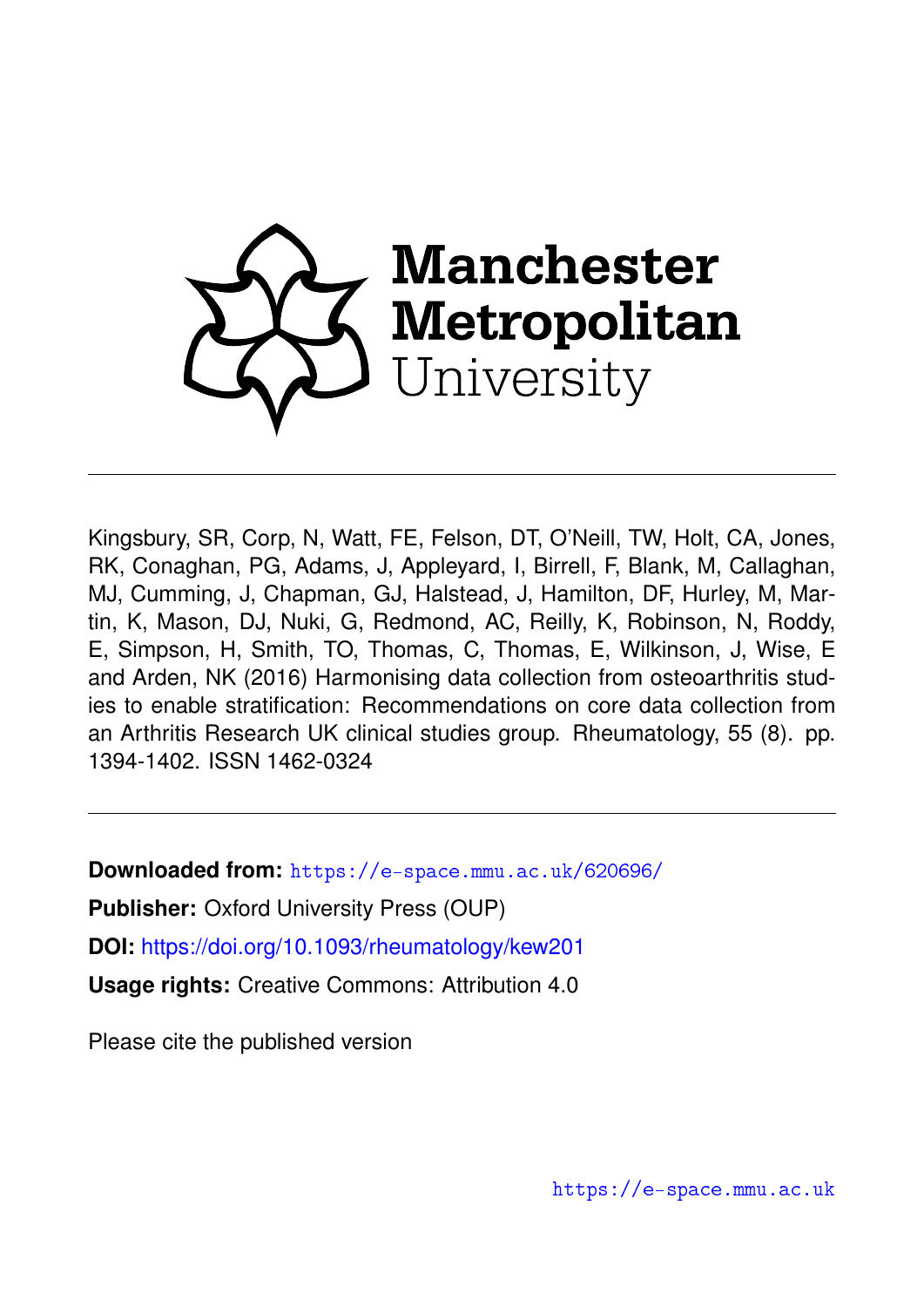Manchester Metropolitan University

Kingsbury, SR, Corp, N, Watt, FE, Felson, DT, O'Neill, TW, Holt, CA, Jones, RK, Conaghan, PG, Adams, J, Appleyard, I, Birrell, F, Blank, M, Callaghan, MJ, Cumming, J, Chapman, GJ, Halstead, J, Hamilton, DF, Hurley, M, Martin, K, Mason, DJ, Nuki, G, Redmond, AC, Reilly, K, Robinson, N, Roddy, E, Simpson, H, Smith, TO, Thomas, C, Thomas, E, Wilkinson, J, Wise, E and Arden, NK (2016) Harmonising data collection from osteoarthritis studies to enable stratification: Recommendations on core data collection from an Arthritis Research UK clinical studies group. Rheumatology, 55 (8). pp. 1394-1402. ISSN 1462-0324

**Downloaded from:** https://e-space.mmu.ac.uk/620696/

**Publisher:** Oxford University Press (OUP)

**DOI:** https://doi.org/10.1093/rheumatology/kew201

**Usage rights:** Creative Commons: Attribution 4.0

Please cite the published version

https://e-space.mmu.ac.uk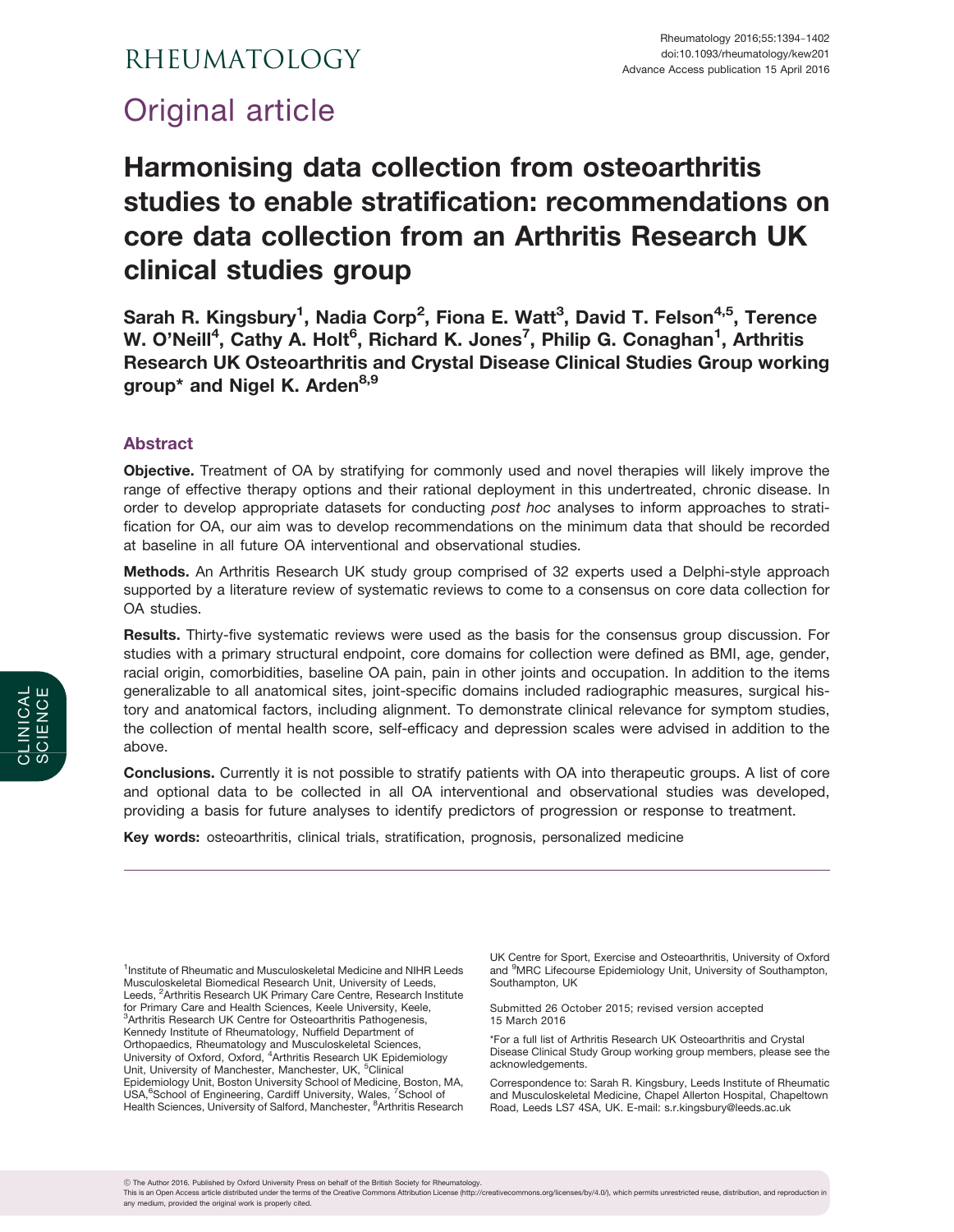# Original article

# Harmonising data collection from osteoarthritis studies to enable stratification: recommendations on core data collection from an Arthritis Research UK clinical studies group

**Sarah R. Kingsbury[1], Nadia Corp[2], Fiona E. Watt[3], David T. Felson[4,5], Terence W. O'Neill[4], Cathy A. Holt[6], Richard K. Jones[7], Philip G. Conaghan[1], Arthritis Research UK Osteoarthritis and Crystal Disease Clinical Studies Group working group* and Nigel K. Arden[8,9]**

## Abstract

**Objective.** Treatment of OA by stratifying for commonly used and novel therapies will likely improve the range of effective therapy options and their rational deployment in this undertreated, chronic disease. In order to develop appropriate datasets for conducting *post hoc* analyses to inform approaches to stratification for OA, our aim was to develop recommendations on the minimum data that should be recorded at baseline in all future OA interventional and observational studies.

**Methods.** An Arthritis Research UK study group comprised of 32 experts used a Delphi-style approach supported by a literature review of systematic reviews to come to a consensus on core data collection for OA studies.

**Results.** Thirty-five systematic reviews were used as the basis for the consensus group discussion. For studies with a primary structural endpoint, core domains for collection were defined as BMI, age, gender, racial origin, comorbidities, baseline OA pain, pain in other joints and occupation. In addition to the items generalizable to all anatomical sites, joint-specific domains included radiographic measures, surgical history and anatomical factors, including alignment. To demonstrate clinical relevance for symptom studies, the collection of mental health score, self-efficacy and depression scales were advised in addition to the above.

**Conclusions.** Currently it is not possible to stratify patients with OA into therapeutic groups. A list of core and optional data to be collected in all OA interventional and observational studies was developed, providing a basis for future analyses to identify predictors of progression or response to treatment.

**Key words:** osteoarthritis, clinical trials, stratification, prognosis, personalized medicine

CLINICAL SCIENCE

[1]Institute of Rheumatic and Musculoskeletal Medicine and NIHR Leeds Musculoskeletal Biomedical Research Unit, University of Leeds, Leeds, [2]Arthritis Research UK Primary Care Centre, Research Institute for Primary Care and Health Sciences, Keele University, Keele, [3]Arthritis Research UK Centre for Osteoarthritis Pathogenesis, Kennedy Institute of Rheumatology, Nuffield Department of Orthopaedics, Rheumatology and Musculoskeletal Sciences, University of Oxford, Oxford, [4]Arthritis Research UK Epidemiology Unit, University of Manchester, Manchester, UK, [5]Clinical Epidemiology Unit, Boston University School of Medicine, Boston, MA, USA,[6]School of Engineering, Cardiff University, Wales, [7]School of Health Sciences, University of Salford, Manchester, [8]Arthritis Research UK Centre for Sport, Exercise and Osteoarthritis, University of Oxford and [9]MRC Lifecourse Epidemiology Unit, University of Southampton, Southampton, UK

Submitted 26 October 2015; revised version accepted 15 March 2016

*For a full list of Arthritis Research UK Osteoarthritis and Crystal Disease Clinical Study Group working group members, please see the acknowledgements.

Correspondence to: Sarah R. Kingsbury, Leeds Institute of Rheumatic and Musculoskeletal Medicine, Chapel Allerton Hospital, Chapeltown Road, Leeds LS7 4SA, UK. E-mail: s.r.kingsbury@leeds.ac.uk

© The Author 2016. Published by Oxford University Press on behalf of the British Society for Rheumatology.
This is an Open Access article distributed under the terms of the Creative Commons Attribution License (http://creativecommons.org/licenses/by/4.0/), which permits unrestricted reuse, distribution, and reproduction in any medium, provided the original work is properly cited.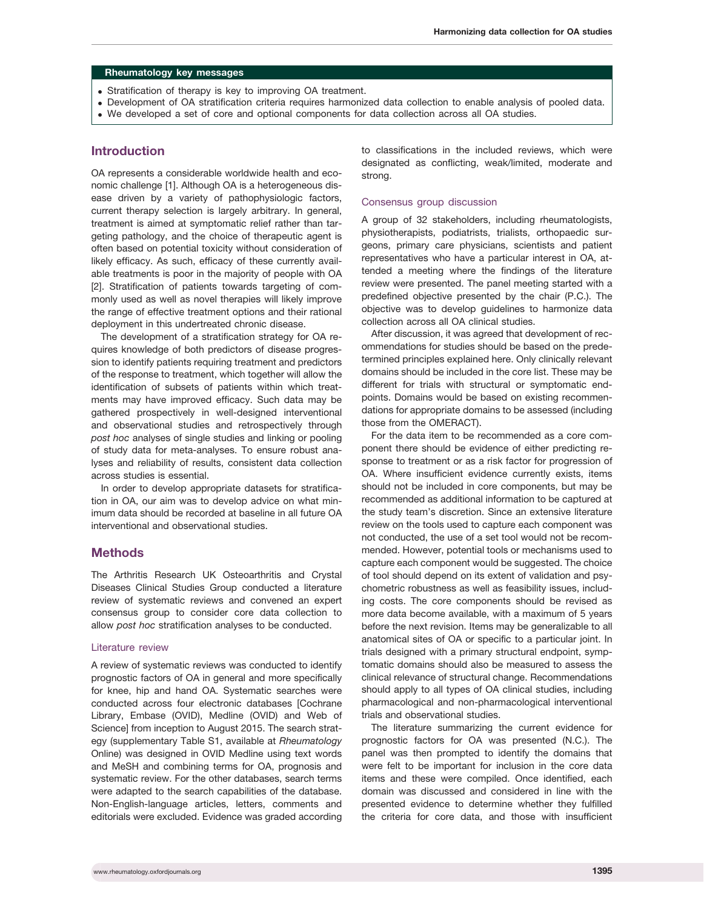**Rheumatology key messages**

- Stratification of therapy is key to improving OA treatment.
- Development of OA stratification criteria requires harmonized data collection to enable analysis of pooled data.
- We developed a set of core and optional components for data collection across all OA studies.

## Introduction

OA represents a considerable worldwide health and economic challenge [1]. Although OA is a heterogeneous disease driven by a variety of pathophysiologic factors, current therapy selection is largely arbitrary. In general, treatment is aimed at symptomatic relief rather than targeting pathology, and the choice of therapeutic agent is often based on potential toxicity without consideration of likely efficacy. As such, efficacy of these currently available treatments is poor in the majority of people with OA [2]. Stratification of patients towards targeting of commonly used as well as novel therapies will likely improve the range of effective treatment options and their rational deployment in this undertreated chronic disease.

The development of a stratification strategy for OA requires knowledge of both predictors of disease progression to identify patients requiring treatment and predictors of the response to treatment, which together will allow the identification of subsets of patients within which treatments may have improved efficacy. Such data may be gathered prospectively in well-designed interventional and observational studies and retrospectively through *post hoc* analyses of single studies and linking or pooling of study data for meta-analyses. To ensure robust analyses and reliability of results, consistent data collection across studies is essential.

In order to develop appropriate datasets for stratification in OA, our aim was to develop advice on what minimum data should be recorded at baseline in all future OA interventional and observational studies.

## Methods

The Arthritis Research UK Osteoarthritis and Crystal Diseases Clinical Studies Group conducted a literature review of systematic reviews and convened an expert consensus group to consider core data collection to allow *post hoc* stratification analyses to be conducted.

### Literature review

A review of systematic reviews was conducted to identify prognostic factors of OA in general and more specifically for knee, hip and hand OA. Systematic searches were conducted across four electronic databases [Cochrane Library, Embase (OVID), Medline (OVID) and Web of Science] from inception to August 2015. The search strategy (supplementary Table S1, available at *Rheumatology* Online) was designed in OVID Medline using text words and MeSH and combining terms for OA, prognosis and systematic review. For the other databases, search terms were adapted to the search capabilities of the database. Non-English-language articles, letters, comments and editorials were excluded. Evidence was graded according to classifications in the included reviews, which were designated as conflicting, weak/limited, moderate and strong.

### Consensus group discussion

A group of 32 stakeholders, including rheumatologists, physiotherapists, podiatrists, trialists, orthopaedic surgeons, primary care physicians, scientists and patient representatives who have a particular interest in OA, attended a meeting where the findings of the literature review were presented. The panel meeting started with a predefined objective presented by the chair (P.C.). The objective was to develop guidelines to harmonize data collection across all OA clinical studies.

After discussion, it was agreed that development of recommendations for studies should be based on the predetermined principles explained here. Only clinically relevant domains should be included in the core list. These may be different for trials with structural or symptomatic endpoints. Domains would be based on existing recommendations for appropriate domains to be assessed (including those from the OMERACT).

For the data item to be recommended as a core component there should be evidence of either predicting response to treatment or as a risk factor for progression of OA. Where insufficient evidence currently exists, items should not be included in core components, but may be recommended as additional information to be captured at the study team's discretion. Since an extensive literature review on the tools used to capture each component was not conducted, the use of a set tool would not be recommended. However, potential tools or mechanisms used to capture each component would be suggested. The choice of tool should depend on its extent of validation and psychometric robustness as well as feasibility issues, including costs. The core components should be revised as more data become available, with a maximum of 5 years before the next revision. Items may be generalizable to all anatomical sites of OA or specific to a particular joint. In trials designed with a primary structural endpoint, symptomatic domains should also be measured to assess the clinical relevance of structural change. Recommendations should apply to all types of OA clinical studies, including pharmacological and non-pharmacological interventional trials and observational studies.

The literature summarizing the current evidence for prognostic factors for OA was presented (N.C.). The panel was then prompted to identify the domains that were felt to be important for inclusion in the core data items and these were compiled. Once identified, each domain was discussed and considered in line with the presented evidence to determine whether they fulfilled the criteria for core data, and those with insufficient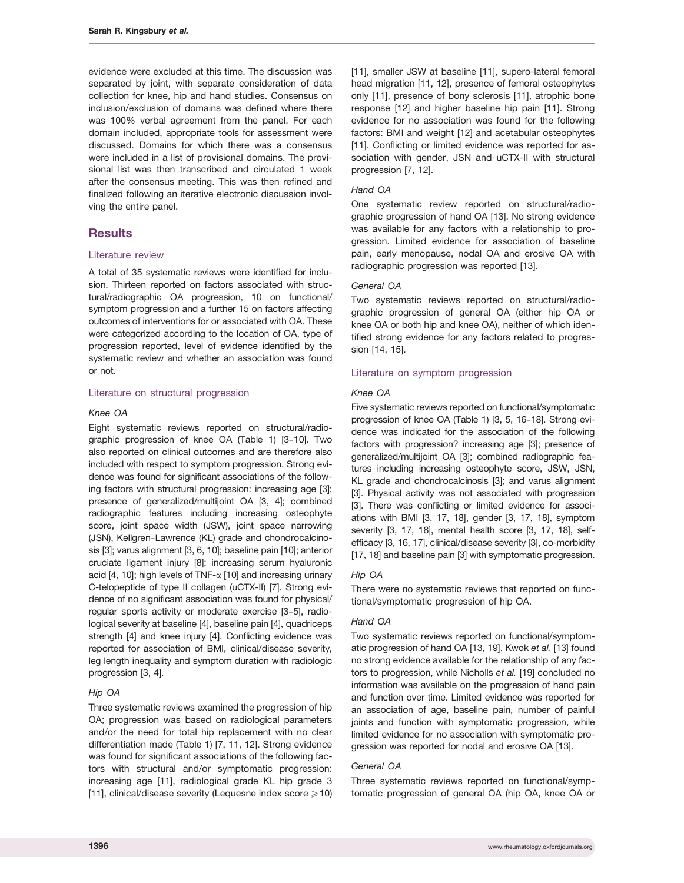evidence were excluded at this time. The discussion was separated by joint, with separate consideration of data collection for knee, hip and hand studies. Consensus on inclusion/exclusion of domains was defined where there was 100% verbal agreement from the panel. For each domain included, appropriate tools for assessment were discussed. Domains for which there was a consensus were included in a list of provisional domains. The provisional list was then transcribed and circulated 1 week after the consensus meeting. This was then refined and finalized following an iterative electronic discussion involving the entire panel.

## Results

### Literature review

A total of 35 systematic reviews were identified for inclusion. Thirteen reported on factors associated with structural/radiographic OA progression, 10 on functional/symptom progression and a further 15 on factors affecting outcomes of interventions for or associated with OA. These were categorized according to the location of OA, type of progression reported, level of evidence identified by the systematic review and whether an association was found or not.

### Literature on structural progression

#### *Knee OA*

Eight systematic reviews reported on structural/radiographic progression of knee OA (Table 1) [3–10]. Two also reported on clinical outcomes and are therefore also included with respect to symptom progression. Strong evidence was found for significant associations of the following factors with structural progression: increasing age [3]; presence of generalized/multijoint OA [3, 4]; combined radiographic features including increasing osteophyte score, joint space width (JSW), joint space narrowing (JSN), Kellgren–Lawrence (KL) grade and chondrocalcinosis [3]; varus alignment [3, 6, 10]; baseline pain [10]; anterior cruciate ligament injury [8]; increasing serum hyaluronic acid [4, 10]; high levels of TNF-$\alpha$ [10] and increasing urinary C-telopeptide of type II collagen (uCTX-II) [7]. Strong evidence of no significant association was found for physical/regular sports activity or moderate exercise [3–5], radiological severity at baseline [4], baseline pain [4], quadriceps strength [4] and knee injury [4]. Conflicting evidence was reported for association of BMI, clinical/disease severity, leg length inequality and symptom duration with radiologic progression [3, 4].

#### *Hip OA*

Three systematic reviews examined the progression of hip OA; progression was based on radiological parameters and/or the need for total hip replacement with no clear differentiation made (Table 1) [7, 11, 12]. Strong evidence was found for significant associations of the following factors with structural and/or symptomatic progression: increasing age [11], radiological grade KL hip grade 3 [11], clinical/disease severity (Lequesne index score $\geqslant 10$) [11], smaller JSW at baseline [11], supero-lateral femoral head migration [11, 12], presence of femoral osteophytes only [11], presence of bony sclerosis [11], atrophic bone response [12] and higher baseline hip pain [11]. Strong evidence for no association was found for the following factors: BMI and weight [12] and acetabular osteophytes [11]. Conflicting or limited evidence was reported for association with gender, JSN and uCTX-II with structural progression [7, 12].

#### *Hand OA*

One systematic review reported on structural/radiographic progression of hand OA [13]. No strong evidence was available for any factors with a relationship to progression. Limited evidence for association of baseline pain, early menopause, nodal OA and erosive OA with radiographic progression was reported [13].

#### *General OA*

Two systematic reviews reported on structural/radiographic progression of general OA (either hip OA or knee OA or both hip and knee OA), neither of which identified strong evidence for any factors related to progression [14, 15].

### Literature on symptom progression

#### *Knee OA*

Five systematic reviews reported on functional/symptomatic progression of knee OA (Table 1) [3, 5, 16–18]. Strong evidence was indicated for the association of the following factors with progression? increasing age [3]; presence of generalized/multijoint OA [3]; combined radiographic features including increasing osteophyte score, JSW, JSN, KL grade and chondrocalcinosis [3]; and varus alignment [3]. Physical activity was not associated with progression [3]. There was conflicting or limited evidence for associations with BMI [3, 17, 18], gender [3, 17, 18], symptom severity [3, 17, 18], mental health score [3, 17, 18], self-efficacy [3, 16, 17], clinical/disease severity [3], co-morbidity [17, 18] and baseline pain [3] with symptomatic progression.

#### *Hip OA*

There were no systematic reviews that reported on functional/symptomatic progression of hip OA.

#### *Hand OA*

Two systematic reviews reported on functional/symptomatic progression of hand OA [13, 19]. Kwok *et al.* [13] found no strong evidence available for the relationship of any factors to progression, while Nicholls *et al.* [19] concluded no information was available on the progression of hand pain and function over time. Limited evidence was reported for an association of age, baseline pain, number of painful joints and function with symptomatic progression, while limited evidence for no association with symptomatic progression was reported for nodal and erosive OA [13].

#### *General OA*

Three systematic reviews reported on functional/symptomatic progression of general OA (hip OA, knee OA or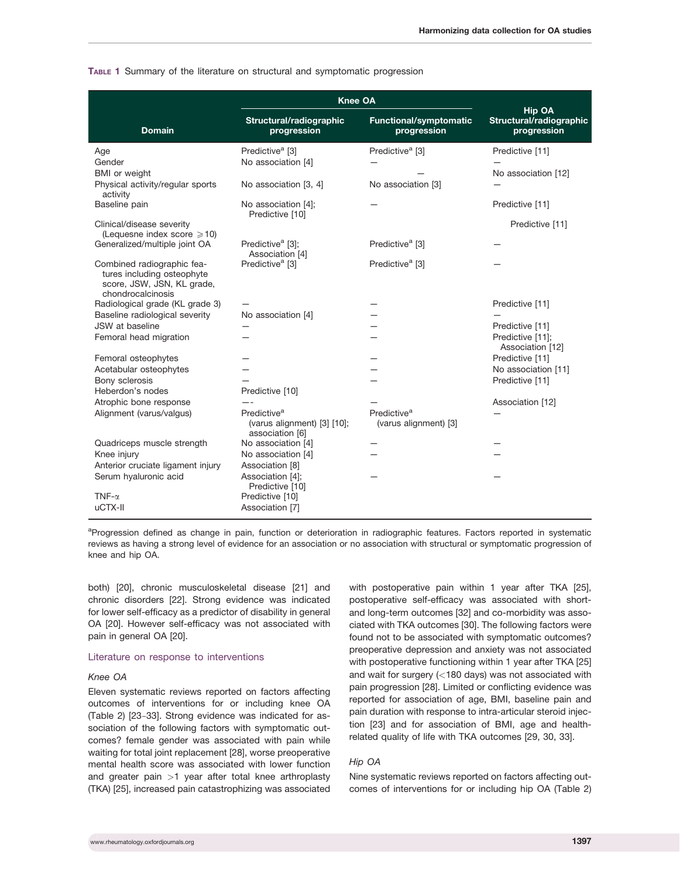**Table 1** Summary of the literature on structural and symptomatic progression

| Domain | Knee OA | | Hip OA |
|---|---|---|---|
| | Structural/radiographic progression | Functional/symptomatic progression | Structural/radiographic progression |
| Age | Predictive[a] [3] | Predictive[a] [3] | Predictive [11] |
| Gender | No association [4] | — | — |
| BMI or weight | | — | No association [12] |
| Physical activity/regular sports activity | No association [3, 4] | No association [3] | — |
| Baseline pain | No association [4]; Predictive [10] | — | Predictive [11] |
| Clinical/disease severity (Lequesne index score ⩾10) | | | Predictive [11] |
| Generalized/multiple joint OA | Predictive[a] [3]; Association [4] | Predictive[a] [3] | — |
| Combined radiographic features including osteophyte score, JSW, JSN, KL grade, chondrocalcinosis | Predictive[a] [3] | Predictive[a] [3] | — |
| Radiological grade (KL grade 3) | — | — | Predictive [11] |
| Baseline radiological severity | No association [4] | — | — |
| JSW at baseline | — | — | Predictive [11] |
| Femoral head migration | — | — | Predictive [11]; Association [12] |
| Femoral osteophytes | — | — | Predictive [11] |
| Acetabular osteophytes | — | — | No association [11] |
| Bony sclerosis | — | — | Predictive [11] |
| Heberdon's nodes | Predictive [10] | | |
| Atrophic bone response | —- | — | Association [12] |
| Alignment (varus/valgus) | Predictive[a] (varus alignment) [3] [10]; association [6] | Predictive[a] (varus alignment) [3] | — |
| Quadriceps muscle strength | No association [4] | — | — |
| Knee injury | No association [4] | — | — |
| Anterior cruciate ligament injury | Association [8] | | |
| Serum hyaluronic acid | Association [4]; Predictive [10] | — | — |
| TNF-α | Predictive [10] | | |
| uCTX-II | Association [7] | | |

[a]Progression defined as change in pain, function or deterioration in radiographic features. Factors reported in systematic reviews as having a strong level of evidence for an association or no association with structural or symptomatic progression of knee and hip OA.

both) [20], chronic musculoskeletal disease [21] and chronic disorders [22]. Strong evidence was indicated for lower self-efficacy as a predictor of disability in general OA [20]. However self-efficacy was not associated with pain in general OA [20].

### Literature on response to interventions

#### *Knee OA*

Eleven systematic reviews reported on factors affecting outcomes of interventions for or including knee OA (Table 2) [23–33]. Strong evidence was indicated for association of the following factors with symptomatic outcomes? female gender was associated with pain while waiting for total joint replacement [28], worse preoperative mental health score was associated with lower function and greater pain >1 year after total knee arthroplasty (TKA) [25], increased pain catastrophizing was associated with postoperative pain within 1 year after TKA [25], postoperative self-efficacy was associated with short- and long-term outcomes [32] and co-morbidity was associated with TKA outcomes [30]. The following factors were found not to be associated with symptomatic outcomes? preoperative depression and anxiety was not associated with postoperative functioning within 1 year after TKA [25] and wait for surgery (<180 days) was not associated with pain progression [28]. Limited or conflicting evidence was reported for association of age, BMI, baseline pain and pain duration with response to intra-articular steroid injection [23] and for association of BMI, age and health-related quality of life with TKA outcomes [29, 30, 33].

#### *Hip OA*

Nine systematic reviews reported on factors affecting outcomes of interventions for or including hip OA (Table 2)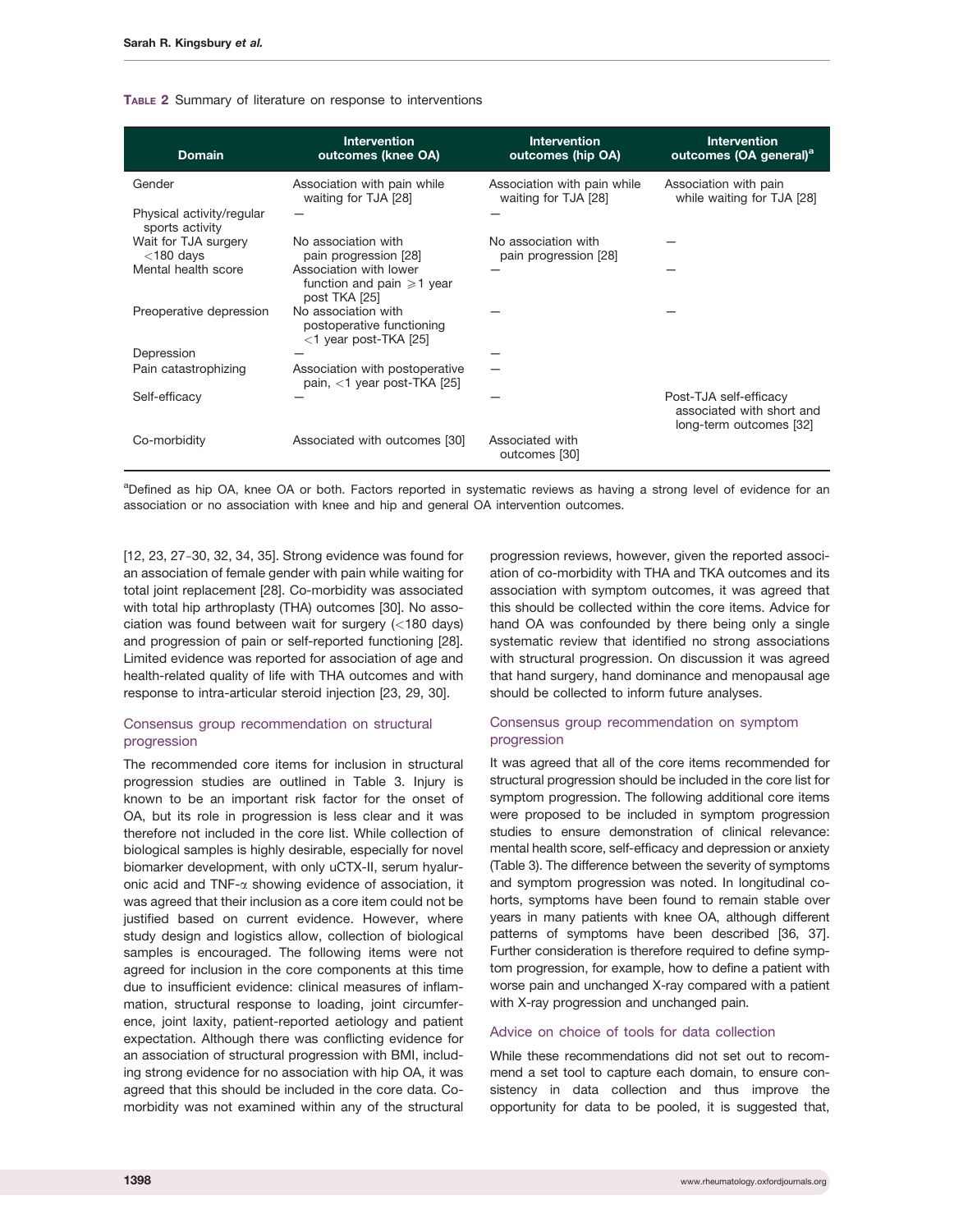**Table 2** Summary of literature on response to interventions

| Domain | Intervention outcomes (knee OA) | Intervention outcomes (hip OA) | Intervention outcomes (OA general)[a] |
|---|---|---|---|
| Gender | Association with pain while waiting for TJA [28] | Association with pain while waiting for TJA [28] | Association with pain while waiting for TJA [28] |
| Physical activity/regular sports activity | — | — | |
| Wait for TJA surgery <180 days | No association with pain progression [28] | No association with pain progression [28] | — |
| Mental health score | Association with lower function and pain ≥1 year post TKA [25] | — | — |
| Preoperative depression | No association with postoperative functioning <1 year post-TKA [25] | — | — |
| Depression | — | — | |
| Pain catastrophizing | Association with postoperative pain, <1 year post-TKA [25] | — | |
| Self-efficacy | — | — | Post-TJA self-efficacy associated with short and long-term outcomes [32] |
| Co-morbidity | Associated with outcomes [30] | Associated with outcomes [30] | |

[a]Defined as hip OA, knee OA or both. Factors reported in systematic reviews as having a strong level of evidence for an association or no association with knee and hip and general OA intervention outcomes.

[12, 23, 27–30, 32, 34, 35]. Strong evidence was found for an association of female gender with pain while waiting for total joint replacement [28]. Co-morbidity was associated with total hip arthroplasty (THA) outcomes [30]. No association was found between wait for surgery (<180 days) and progression of pain or self-reported functioning [28]. Limited evidence was reported for association of age and health-related quality of life with THA outcomes and with response to intra-articular steroid injection [23, 29, 30].

### Consensus group recommendation on structural progression

The recommended core items for inclusion in structural progression studies are outlined in Table 3. Injury is known to be an important risk factor for the onset of OA, but its role in progression is less clear and it was therefore not included in the core list. While collection of biological samples is highly desirable, especially for novel biomarker development, with only uCTX-II, serum hyaluronic acid and TNF-α showing evidence of association, it was agreed that their inclusion as a core item could not be justified based on current evidence. However, where study design and logistics allow, collection of biological samples is encouraged. The following items were not agreed for inclusion in the core components at this time due to insufficient evidence: clinical measures of inflammation, structural response to loading, joint circumference, joint laxity, patient-reported aetiology and patient expectation. Although there was conflicting evidence for an association of structural progression with BMI, including strong evidence for no association with hip OA, it was agreed that this should be included in the core data. Co-morbidity was not examined within any of the structural progression reviews, however, given the reported association of co-morbidity with THA and TKA outcomes and its association with symptom outcomes, it was agreed that this should be collected within the core items. Advice for hand OA was confounded by there being only a single systematic review that identified no strong associations with structural progression. On discussion it was agreed that hand surgery, hand dominance and menopausal age should be collected to inform future analyses.

### Consensus group recommendation on symptom progression

It was agreed that all of the core items recommended for structural progression should be included in the core list for symptom progression. The following additional core items were proposed to be included in symptom progression studies to ensure demonstration of clinical relevance: mental health score, self-efficacy and depression or anxiety (Table 3). The difference between the severity of symptoms and symptom progression was noted. In longitudinal cohorts, symptoms have been found to remain stable over years in many patients with knee OA, although different patterns of symptoms have been described [36, 37]. Further consideration is therefore required to define symptom progression, for example, how to define a patient with worse pain and unchanged X-ray compared with a patient with X-ray progression and unchanged pain.

### Advice on choice of tools for data collection

While these recommendations did not set out to recommend a set tool to capture each domain, to ensure consistency in data collection and thus improve the opportunity for data to be pooled, it is suggested that,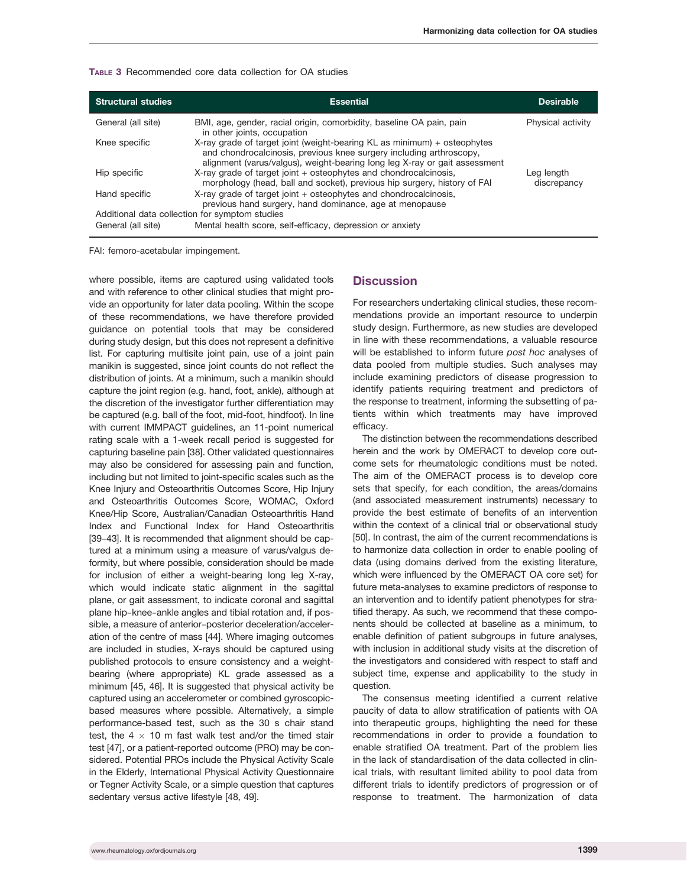**Table 3** Recommended core data collection for OA studies

| Structural studies | Essential | Desirable |
|---|---|---|
| General (all site) | BMI, age, gender, racial origin, comorbidity, baseline OA pain, pain in other joints, occupation | Physical activity |
| Knee specific | X-ray grade of target joint (weight-bearing KL as minimum) + osteophytes and chondrocalcinosis, previous knee surgery including arthroscopy, alignment (varus/valgus), weight-bearing long leg X-ray or gait assessment | |
| Hip specific | X-ray grade of target joint + osteophytes and chondrocalcinosis, morphology (head, ball and socket), previous hip surgery, history of FAI | Leg length discrepancy |
| Hand specific | X-ray grade of target joint + osteophytes and chondrocalcinosis, previous hand surgery, hand dominance, age at menopause | |
| Additional data collection for symptom studies | | |
| General (all site) | Mental health score, self-efficacy, depression or anxiety | |

FAI: femoro-acetabular impingement.

where possible, items are captured using validated tools and with reference to other clinical studies that might provide an opportunity for later data pooling. Within the scope of these recommendations, we have therefore provided guidance on potential tools that may be considered during study design, but this does not represent a definitive list. For capturing multisite joint pain, use of a joint pain manikin is suggested, since joint counts do not reflect the distribution of joints. At a minimum, such a manikin should capture the joint region (e.g. hand, foot, ankle), although at the discretion of the investigator further differentiation may be captured (e.g. ball of the foot, mid-foot, hindfoot). In line with current IMMPACT guidelines, an 11-point numerical rating scale with a 1-week recall period is suggested for capturing baseline pain [38]. Other validated questionnaires may also be considered for assessing pain and function, including but not limited to joint-specific scales such as the Knee Injury and Osteoarthritis Outcomes Score, Hip Injury and Osteoarthritis Outcomes Score, WOMAC, Oxford Knee/Hip Score, Australian/Canadian Osteoarthritis Hand Index and Functional Index for Hand Osteoarthritis [39–43]. It is recommended that alignment should be captured at a minimum using a measure of varus/valgus deformity, but where possible, consideration should be made for inclusion of either a weight-bearing long leg X-ray, which would indicate static alignment in the sagittal plane, or gait assessment, to indicate coronal and sagittal plane hip–knee–ankle angles and tibial rotation and, if possible, a measure of anterior–posterior deceleration/acceleration of the centre of mass [44]. Where imaging outcomes are included in studies, X-rays should be captured using published protocols to ensure consistency and a weight-bearing (where appropriate) KL grade assessed as a minimum [45, 46]. It is suggested that physical activity be captured using an accelerometer or combined gyroscopic-based measures where possible. Alternatively, a simple performance-based test, such as the 30 s chair stand test, the 4 × 10 m fast walk test and/or the timed stair test [47], or a patient-reported outcome (PRO) may be considered. Potential PROs include the Physical Activity Scale in the Elderly, International Physical Activity Questionnaire or Tegner Activity Scale, or a simple question that captures sedentary versus active lifestyle [48, 49].

## Discussion

For researchers undertaking clinical studies, these recommendations provide an important resource to underpin study design. Furthermore, as new studies are developed in line with these recommendations, a valuable resource will be established to inform future *post hoc* analyses of data pooled from multiple studies. Such analyses may include examining predictors of disease progression to identify patients requiring treatment and predictors of the response to treatment, informing the subsetting of patients within which treatments may have improved efficacy.

The distinction between the recommendations described herein and the work by OMERACT to develop core outcome sets for rheumatologic conditions must be noted. The aim of the OMERACT process is to develop core sets that specify, for each condition, the areas/domains (and associated measurement instruments) necessary to provide the best estimate of benefits of an intervention within the context of a clinical trial or observational study [50]. In contrast, the aim of the current recommendations is to harmonize data collection in order to enable pooling of data (using domains derived from the existing literature, which were influenced by the OMERACT OA core set) for future meta-analyses to examine predictors of response to an intervention and to identify patient phenotypes for stratified therapy. As such, we recommend that these components should be collected at baseline as a minimum, to enable definition of patient subgroups in future analyses, with inclusion in additional study visits at the discretion of the investigators and considered with respect to staff and subject time, expense and applicability to the study in question.

The consensus meeting identified a current relative paucity of data to allow stratification of patients with OA into therapeutic groups, highlighting the need for these recommendations in order to provide a foundation to enable stratified OA treatment. Part of the problem lies in the lack of standardisation of the data collected in clinical trials, with resultant limited ability to pool data from different trials to identify predictors of progression or of response to treatment. The harmonization of data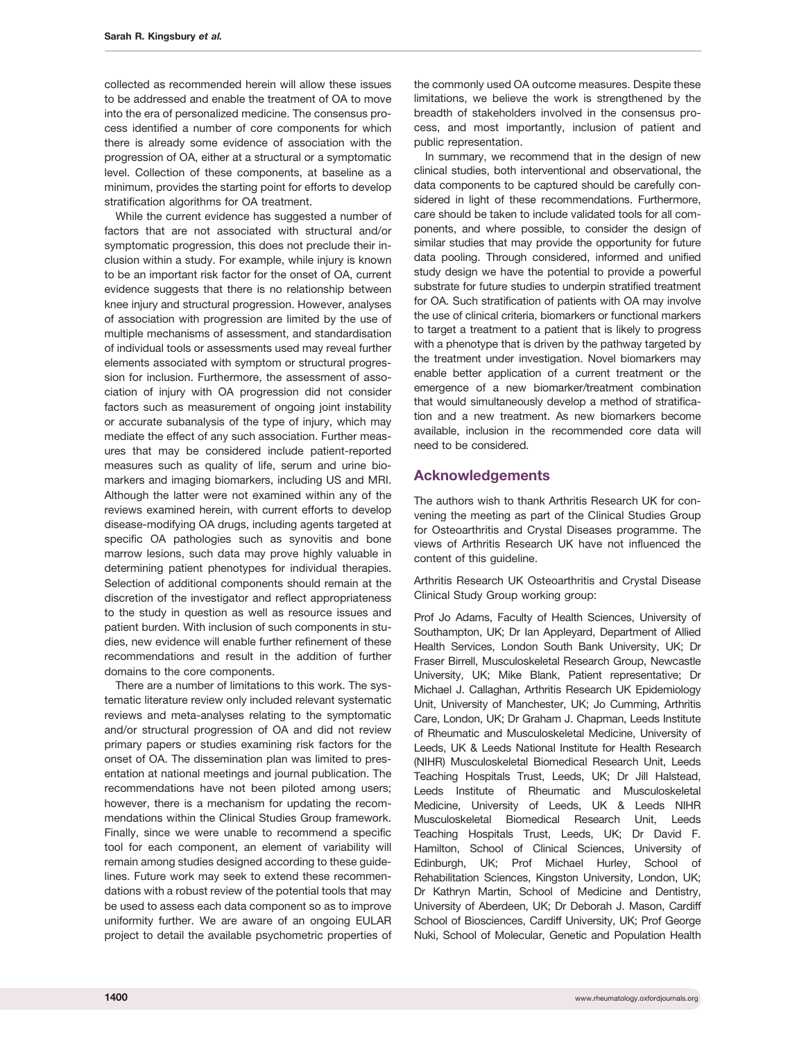collected as recommended herein will allow these issues to be addressed and enable the treatment of OA to move into the era of personalized medicine. The consensus process identified a number of core components for which there is already some evidence of association with the progression of OA, either at a structural or a symptomatic level. Collection of these components, at baseline as a minimum, provides the starting point for efforts to develop stratification algorithms for OA treatment.

While the current evidence has suggested a number of factors that are not associated with structural and/or symptomatic progression, this does not preclude their inclusion within a study. For example, while injury is known to be an important risk factor for the onset of OA, current evidence suggests that there is no relationship between knee injury and structural progression. However, analyses of association with progression are limited by the use of multiple mechanisms of assessment, and standardisation of individual tools or assessments used may reveal further elements associated with symptom or structural progression for inclusion. Furthermore, the assessment of association of injury with OA progression did not consider factors such as measurement of ongoing joint instability or accurate subanalysis of the type of injury, which may mediate the effect of any such association. Further measures that may be considered include patient-reported measures such as quality of life, serum and urine biomarkers and imaging biomarkers, including US and MRI. Although the latter were not examined within any of the reviews examined herein, with current efforts to develop disease-modifying OA drugs, including agents targeted at specific OA pathologies such as synovitis and bone marrow lesions, such data may prove highly valuable in determining patient phenotypes for individual therapies. Selection of additional components should remain at the discretion of the investigator and reflect appropriateness to the study in question as well as resource issues and patient burden. With inclusion of such components in studies, new evidence will enable further refinement of these recommendations and result in the addition of further domains to the core components.

There are a number of limitations to this work. The systematic literature review only included relevant systematic reviews and meta-analyses relating to the symptomatic and/or structural progression of OA and did not review primary papers or studies examining risk factors for the onset of OA. The dissemination plan was limited to presentation at national meetings and journal publication. The recommendations have not been piloted among users; however, there is a mechanism for updating the recommendations within the Clinical Studies Group framework. Finally, since we were unable to recommend a specific tool for each component, an element of variability will remain among studies designed according to these guidelines. Future work may seek to extend these recommendations with a robust review of the potential tools that may be used to assess each data component so as to improve uniformity further. We are aware of an ongoing EULAR project to detail the available psychometric properties of the commonly used OA outcome measures. Despite these limitations, we believe the work is strengthened by the breadth of stakeholders involved in the consensus process, and most importantly, inclusion of patient and public representation.

In summary, we recommend that in the design of new clinical studies, both interventional and observational, the data components to be captured should be carefully considered in light of these recommendations. Furthermore, care should be taken to include validated tools for all components, and where possible, to consider the design of similar studies that may provide the opportunity for future data pooling. Through considered, informed and unified study design we have the potential to provide a powerful substrate for future studies to underpin stratified treatment for OA. Such stratification of patients with OA may involve the use of clinical criteria, biomarkers or functional markers to target a treatment to a patient that is likely to progress with a phenotype that is driven by the pathway targeted by the treatment under investigation. Novel biomarkers may enable better application of a current treatment or the emergence of a new biomarker/treatment combination that would simultaneously develop a method of stratification and a new treatment. As new biomarkers become available, inclusion in the recommended core data will need to be considered.

## Acknowledgements

The authors wish to thank Arthritis Research UK for convening the meeting as part of the Clinical Studies Group for Osteoarthritis and Crystal Diseases programme. The views of Arthritis Research UK have not influenced the content of this guideline.

Arthritis Research UK Osteoarthritis and Crystal Disease Clinical Study Group working group:

Prof Jo Adams, Faculty of Health Sciences, University of Southampton, UK; Dr Ian Appleyard, Department of Allied Health Services, London South Bank University, UK; Dr Fraser Birrell, Musculoskeletal Research Group, Newcastle University, UK; Mike Blank, Patient representative; Dr Michael J. Callaghan, Arthritis Research UK Epidemiology Unit, University of Manchester, UK; Jo Cumming, Arthritis Care, London, UK; Dr Graham J. Chapman, Leeds Institute of Rheumatic and Musculoskeletal Medicine, University of Leeds, UK & Leeds National Institute for Health Research (NIHR) Musculoskeletal Biomedical Research Unit, Leeds Teaching Hospitals Trust, Leeds, UK; Dr Jill Halstead, Leeds Institute of Rheumatic and Musculoskeletal Medicine, University of Leeds, UK & Leeds NIHR Musculoskeletal Biomedical Research Unit, Leeds Teaching Hospitals Trust, Leeds, UK; Dr David F. Hamilton, School of Clinical Sciences, University of Edinburgh, UK; Prof Michael Hurley, School of Rehabilitation Sciences, Kingston University, London, UK; Dr Kathryn Martin, School of Medicine and Dentistry, University of Aberdeen, UK; Dr Deborah J. Mason, Cardiff School of Biosciences, Cardiff University, UK; Prof George Nuki, School of Molecular, Genetic and Population Health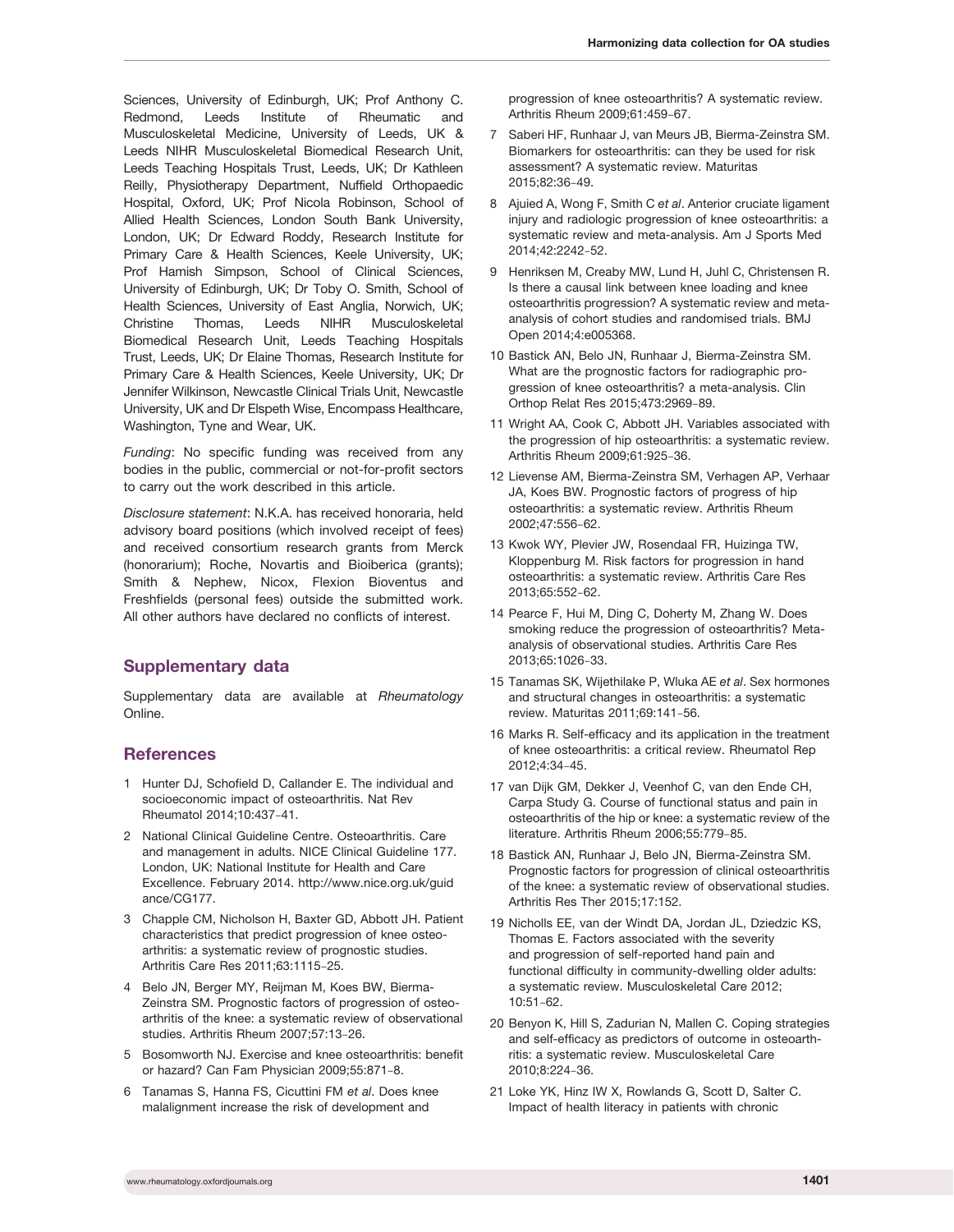Sciences, University of Edinburgh, UK; Prof Anthony C. Redmond, Leeds Institute of Rheumatic and Musculoskeletal Medicine, University of Leeds, UK & Leeds NIHR Musculoskeletal Biomedical Research Unit, Leeds Teaching Hospitals Trust, Leeds, UK; Dr Kathleen Reilly, Physiotherapy Department, Nuffield Orthopaedic Hospital, Oxford, UK; Prof Nicola Robinson, School of Allied Health Sciences, London South Bank University, London, UK; Dr Edward Roddy, Research Institute for Primary Care & Health Sciences, Keele University, UK; Prof Hamish Simpson, School of Clinical Sciences, University of Edinburgh, UK; Dr Toby O. Smith, School of Health Sciences, University of East Anglia, Norwich, UK; Christine Thomas, Leeds NIHR Musculoskeletal Biomedical Research Unit, Leeds Teaching Hospitals Trust, Leeds, UK; Dr Elaine Thomas, Research Institute for Primary Care & Health Sciences, Keele University, UK; Dr Jennifer Wilkinson, Newcastle Clinical Trials Unit, Newcastle University, UK and Dr Elspeth Wise, Encompass Healthcare, Washington, Tyne and Wear, UK.

*Funding*: No specific funding was received from any bodies in the public, commercial or not-for-profit sectors to carry out the work described in this article.

*Disclosure statement*: N.K.A. has received honoraria, held advisory board positions (which involved receipt of fees) and received consortium research grants from Merck (honorarium); Roche, Novartis and Bioiberica (grants); Smith & Nephew, Nicox, Flexion Bioventus and Freshfields (personal fees) outside the submitted work. All other authors have declared no conflicts of interest.

## Supplementary data

Supplementary data are available at *Rheumatology* Online.

## References

1. Hunter DJ, Schofield D, Callander E. The individual and socioeconomic impact of osteoarthritis. Nat Rev Rheumatol 2014;10:437–41.
2. National Clinical Guideline Centre. Osteoarthritis. Care and management in adults. NICE Clinical Guideline 177. London, UK: National Institute for Health and Care Excellence. February 2014. http://www.nice.org.uk/guidance/CG177.
3. Chapple CM, Nicholson H, Baxter GD, Abbott JH. Patient characteristics that predict progression of knee osteoarthritis: a systematic review of prognostic studies. Arthritis Care Res 2011;63:1115–25.
4. Belo JN, Berger MY, Reijman M, Koes BW, Bierma-Zeinstra SM. Prognostic factors of progression of osteoarthritis of the knee: a systematic review of observational studies. Arthritis Rheum 2007;57:13–26.
5. Bosomworth NJ. Exercise and knee osteoarthritis: benefit or hazard? Can Fam Physician 2009;55:871–8.
6. Tanamas S, Hanna FS, Cicuttini FM *et al*. Does knee malalignment increase the risk of development and progression of knee osteoarthritis? A systematic review. Arthritis Rheum 2009;61:459–67.
7. Saberi HF, Runhaar J, van Meurs JB, Bierma-Zeinstra SM. Biomarkers for osteoarthritis: can they be used for risk assessment? A systematic review. Maturitas 2015;82:36–49.
8. Ajuied A, Wong F, Smith C *et al*. Anterior cruciate ligament injury and radiologic progression of knee osteoarthritis: a systematic review and meta-analysis. Am J Sports Med 2014;42:2242–52.
9. Henriksen M, Creaby MW, Lund H, Juhl C, Christensen R. Is there a causal link between knee loading and knee osteoarthritis progression? A systematic review and meta-analysis of cohort studies and randomised trials. BMJ Open 2014;4:e005368.
10. Bastick AN, Belo JN, Runhaar J, Bierma-Zeinstra SM. What are the prognostic factors for radiographic progression of knee osteoarthritis? a meta-analysis. Clin Orthop Relat Res 2015;473:2969–89.
11. Wright AA, Cook C, Abbott JH. Variables associated with the progression of hip osteoarthritis: a systematic review. Arthritis Rheum 2009;61:925–36.
12. Lievense AM, Bierma-Zeinstra SM, Verhagen AP, Verhaar JA, Koes BW. Prognostic factors of progress of hip osteoarthritis: a systematic review. Arthritis Rheum 2002;47:556–62.
13. Kwok WY, Plevier JW, Rosendaal FR, Huizinga TW, Kloppenburg M. Risk factors for progression in hand osteoarthritis: a systematic review. Arthritis Care Res 2013;65:552–62.
14. Pearce F, Hui M, Ding C, Doherty M, Zhang W. Does smoking reduce the progression of osteoarthritis? Meta-analysis of observational studies. Arthritis Care Res 2013;65:1026–33.
15. Tanamas SK, Wijethilake P, Wluka AE *et al*. Sex hormones and structural changes in osteoarthritis: a systematic review. Maturitas 2011;69:141–56.
16. Marks R. Self-efficacy and its application in the treatment of knee osteoarthritis: a critical review. Rheumatol Rep 2012;4:34–45.
17. van Dijk GM, Dekker J, Veenhof C, van den Ende CH, Carpa Study G. Course of functional status and pain in osteoarthritis of the hip or knee: a systematic review of the literature. Arthritis Rheum 2006;55:779–85.
18. Bastick AN, Runhaar J, Belo JN, Bierma-Zeinstra SM. Prognostic factors for progression of clinical osteoarthritis of the knee: a systematic review of observational studies. Arthritis Res Ther 2015;17:152.
19. Nicholls EE, van der Windt DA, Jordan JL, Dziedzic KS, Thomas E. Factors associated with the severity and progression of self-reported hand pain and functional difficulty in community-dwelling older adults: a systematic review. Musculoskeletal Care 2012; 10:51–62.
20. Benyon K, Hill S, Zadurian N, Mallen C. Coping strategies and self-efficacy as predictors of outcome in osteoarthritis: a systematic review. Musculoskeletal Care 2010;8:224–36.
21. Loke YK, Hinz IW X, Rowlands G, Scott D, Salter C. Impact of health literacy in patients with chronic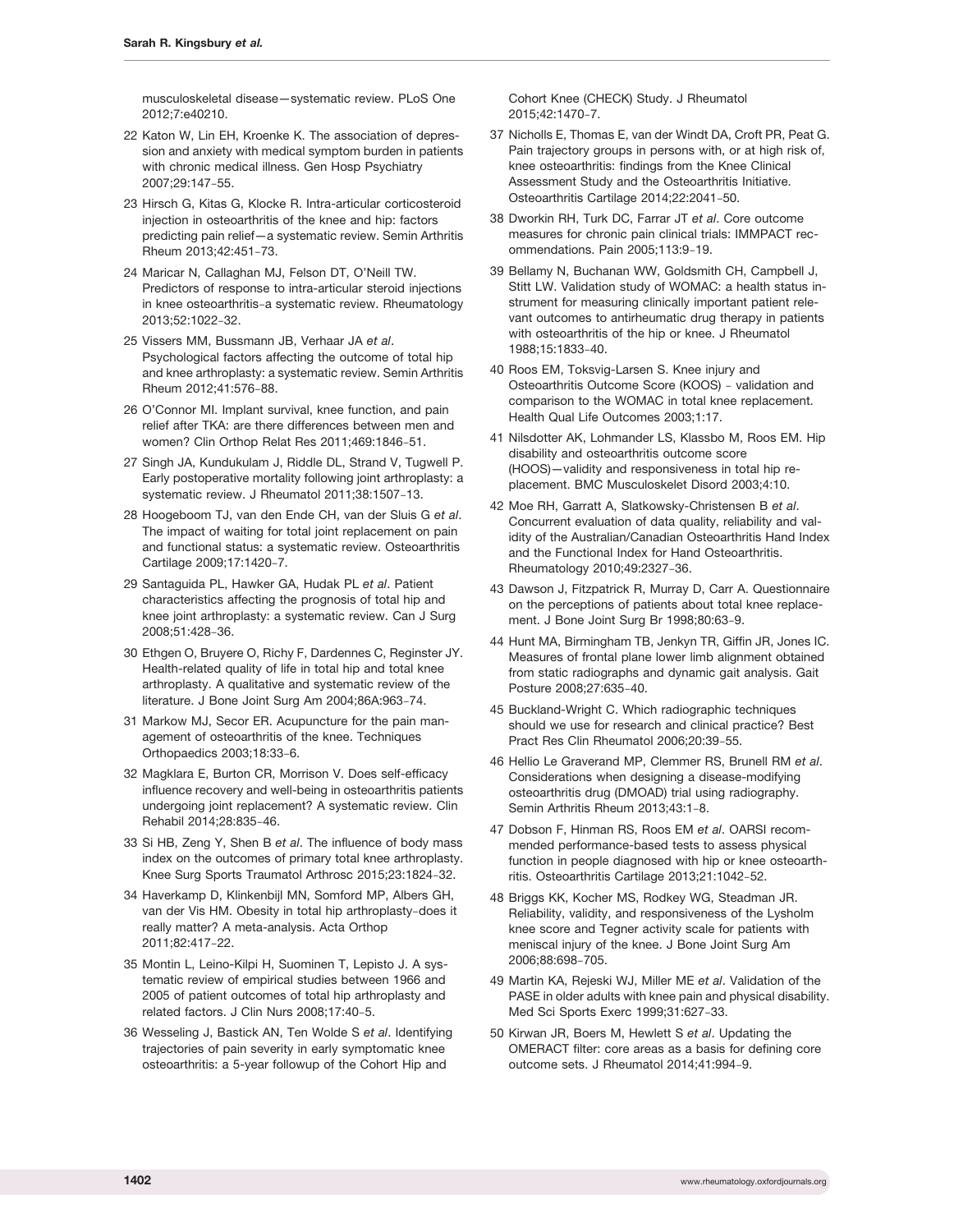musculoskeletal disease—systematic review. PLoS One 2012;7:e40210.

22 Katon W, Lin EH, Kroenke K. The association of depression and anxiety with medical symptom burden in patients with chronic medical illness. Gen Hosp Psychiatry 2007;29:147–55.

23 Hirsch G, Kitas G, Klocke R. Intra-articular corticosteroid injection in osteoarthritis of the knee and hip: factors predicting pain relief—a systematic review. Semin Arthritis Rheum 2013;42:451–73.

24 Maricar N, Callaghan MJ, Felson DT, O'Neill TW. Predictors of response to intra-articular steroid injections in knee osteoarthritis–a systematic review. Rheumatology 2013;52:1022–32.

25 Vissers MM, Bussmann JB, Verhaar JA *et al*. Psychological factors affecting the outcome of total hip and knee arthroplasty: a systematic review. Semin Arthritis Rheum 2012;41:576–88.

26 O'Connor MI. Implant survival, knee function, and pain relief after TKA: are there differences between men and women? Clin Orthop Relat Res 2011;469:1846–51.

27 Singh JA, Kundukulam J, Riddle DL, Strand V, Tugwell P. Early postoperative mortality following joint arthroplasty: a systematic review. J Rheumatol 2011;38:1507–13.

28 Hoogeboom TJ, van den Ende CH, van der Sluis G *et al*. The impact of waiting for total joint replacement on pain and functional status: a systematic review. Osteoarthritis Cartilage 2009;17:1420–7.

29 Santaguida PL, Hawker GA, Hudak PL *et al*. Patient characteristics affecting the prognosis of total hip and knee joint arthroplasty: a systematic review. Can J Surg 2008;51:428–36.

30 Ethgen O, Bruyere O, Richy F, Dardennes C, Reginster JY. Health-related quality of life in total hip and total knee arthroplasty. A qualitative and systematic review of the literature. J Bone Joint Surg Am 2004;86A:963–74.

31 Markow MJ, Secor ER. Acupuncture for the pain management of osteoarthritis of the knee. Techniques Orthopaedics 2003;18:33–6.

32 Magklara E, Burton CR, Morrison V. Does self-efficacy influence recovery and well-being in osteoarthritis patients undergoing joint replacement? A systematic review. Clin Rehabil 2014;28:835–46.

33 Si HB, Zeng Y, Shen B *et al*. The influence of body mass index on the outcomes of primary total knee arthroplasty. Knee Surg Sports Traumatol Arthrosc 2015;23:1824–32.

34 Haverkamp D, Klinkenbijl MN, Somford MP, Albers GH, van der Vis HM. Obesity in total hip arthroplasty–does it really matter? A meta-analysis. Acta Orthop 2011;82:417–22.

35 Montin L, Leino-Kilpi H, Suominen T, Lepisto J. A systematic review of empirical studies between 1966 and 2005 of patient outcomes of total hip arthroplasty and related factors. J Clin Nurs 2008;17:40–5.

36 Wesseling J, Bastick AN, Ten Wolde S *et al*. Identifying trajectories of pain severity in early symptomatic knee osteoarthritis: a 5-year followup of the Cohort Hip and Cohort Knee (CHECK) Study. J Rheumatol 2015;42:1470–7.

37 Nicholls E, Thomas E, van der Windt DA, Croft PR, Peat G. Pain trajectory groups in persons with, or at high risk of, knee osteoarthritis: findings from the Knee Clinical Assessment Study and the Osteoarthritis Initiative. Osteoarthritis Cartilage 2014;22:2041–50.

38 Dworkin RH, Turk DC, Farrar JT *et al*. Core outcome measures for chronic pain clinical trials: IMMPACT recommendations. Pain 2005;113:9–19.

39 Bellamy N, Buchanan WW, Goldsmith CH, Campbell J, Stitt LW. Validation study of WOMAC: a health status instrument for measuring clinically important patient relevant outcomes to antirheumatic drug therapy in patients with osteoarthritis of the hip or knee. J Rheumatol 1988;15:1833–40.

40 Roos EM, Toksvig-Larsen S. Knee injury and Osteoarthritis Outcome Score (KOOS) – validation and comparison to the WOMAC in total knee replacement. Health Qual Life Outcomes 2003;1:17.

41 Nilsdotter AK, Lohmander LS, Klassbo M, Roos EM. Hip disability and osteoarthritis outcome score (HOOS)—validity and responsiveness in total hip replacement. BMC Musculoskelet Disord 2003;4:10.

42 Moe RH, Garratt A, Slatkowsky-Christensen B *et al*. Concurrent evaluation of data quality, reliability and validity of the Australian/Canadian Osteoarthritis Hand Index and the Functional Index for Hand Osteoarthritis. Rheumatology 2010;49:2327–36.

43 Dawson J, Fitzpatrick R, Murray D, Carr A. Questionnaire on the perceptions of patients about total knee replacement. J Bone Joint Surg Br 1998;80:63–9.

44 Hunt MA, Birmingham TB, Jenkyn TR, Giffin JR, Jones IC. Measures of frontal plane lower limb alignment obtained from static radiographs and dynamic gait analysis. Gait Posture 2008;27:635–40.

45 Buckland-Wright C. Which radiographic techniques should we use for research and clinical practice? Best Pract Res Clin Rheumatol 2006;20:39–55.

46 Hellio Le Graverand MP, Clemmer RS, Brunell RM *et al*. Considerations when designing a disease-modifying osteoarthritis drug (DMOAD) trial using radiography. Semin Arthritis Rheum 2013;43:1–8.

47 Dobson F, Hinman RS, Roos EM *et al*. OARSI recommended performance-based tests to assess physical function in people diagnosed with hip or knee osteoarthritis. Osteoarthritis Cartilage 2013;21:1042–52.

48 Briggs KK, Kocher MS, Rodkey WG, Steadman JR. Reliability, validity, and responsiveness of the Lysholm knee score and Tegner activity scale for patients with meniscal injury of the knee. J Bone Joint Surg Am 2006;88:698–705.

49 Martin KA, Rejeski WJ, Miller ME *et al*. Validation of the PASE in older adults with knee pain and physical disability. Med Sci Sports Exerc 1999;31:627–33.

50 Kirwan JR, Boers M, Hewlett S *et al*. Updating the OMERACT filter: core areas as a basis for defining core outcome sets. J Rheumatol 2014;41:994–9.